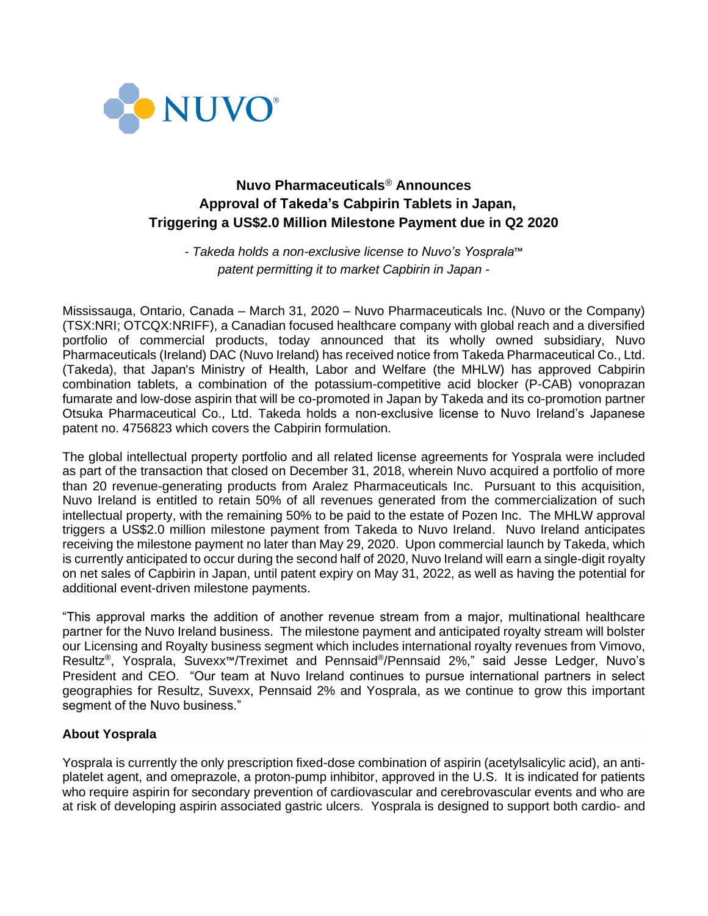NUVO®

# Nuvo Pharmaceuticals® Announces Approval of Takeda's Cabpirin Tablets in Japan, Triggering a US$2.0 Million Milestone Payment due in Q2 2020

*- Takeda holds a non-exclusive license to Nuvo's Yosprala™ patent permitting it to market Capbirin in Japan -*

Mississauga, Ontario, Canada – March 31, 2020 – Nuvo Pharmaceuticals Inc. (Nuvo or the Company) (TSX:NRI; OTCQX:NRIFF), a Canadian focused healthcare company with global reach and a diversified portfolio of commercial products, today announced that its wholly owned subsidiary, Nuvo Pharmaceuticals (Ireland) DAC (Nuvo Ireland) has received notice from Takeda Pharmaceutical Co., Ltd. (Takeda), that Japan's Ministry of Health, Labor and Welfare (the MHLW) has approved Cabpirin combination tablets, a combination of the potassium-competitive acid blocker (P-CAB) vonoprazan fumarate and low-dose aspirin that will be co-promoted in Japan by Takeda and its co-promotion partner Otsuka Pharmaceutical Co., Ltd. Takeda holds a non-exclusive license to Nuvo Ireland's Japanese patent no. 4756823 which covers the Cabpirin formulation.

The global intellectual property portfolio and all related license agreements for Yosprala were included as part of the transaction that closed on December 31, 2018, wherein Nuvo acquired a portfolio of more than 20 revenue-generating products from Aralez Pharmaceuticals Inc. Pursuant to this acquisition, Nuvo Ireland is entitled to retain 50% of all revenues generated from the commercialization of such intellectual property, with the remaining 50% to be paid to the estate of Pozen Inc. The MHLW approval triggers a US$2.0 million milestone payment from Takeda to Nuvo Ireland. Nuvo Ireland anticipates receiving the milestone payment no later than May 29, 2020. Upon commercial launch by Takeda, which is currently anticipated to occur during the second half of 2020, Nuvo Ireland will earn a single-digit royalty on net sales of Capbirin in Japan, until patent expiry on May 31, 2022, as well as having the potential for additional event-driven milestone payments.

"This approval marks the addition of another revenue stream from a major, multinational healthcare partner for the Nuvo Ireland business. The milestone payment and anticipated royalty stream will bolster our Licensing and Royalty business segment which includes international royalty revenues from Vimovo, Resultz®, Yosprala, Suvexx™/Treximet and Pennsaid®/Pennsaid 2%," said Jesse Ledger, Nuvo's President and CEO. "Our team at Nuvo Ireland continues to pursue international partners in select geographies for Resultz, Suvexx, Pennsaid 2% and Yosprala, as we continue to grow this important segment of the Nuvo business."

## About Yosprala

Yosprala is currently the only prescription fixed-dose combination of aspirin (acetylsalicylic acid), an anti-platelet agent, and omeprazole, a proton-pump inhibitor, approved in the U.S. It is indicated for patients who require aspirin for secondary prevention of cardiovascular and cerebrovascular events and who are at risk of developing aspirin associated gastric ulcers. Yosprala is designed to support both cardio- and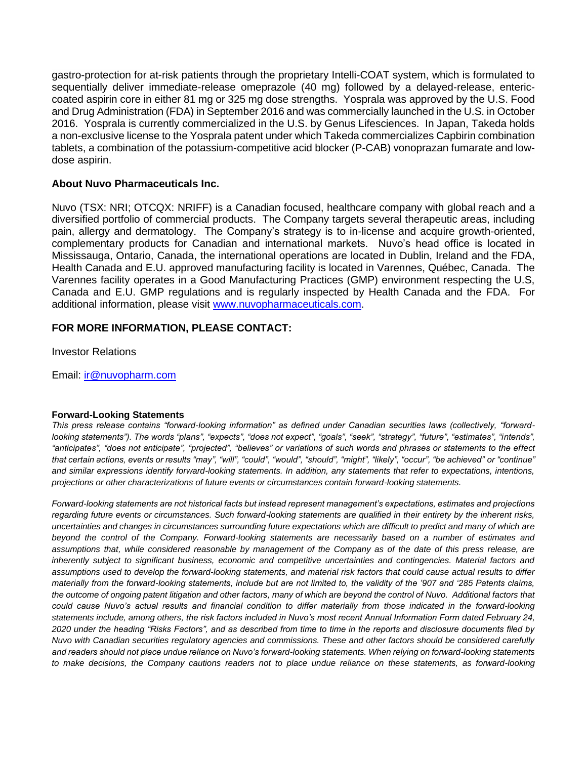gastro-protection for at-risk patients through the proprietary Intelli-COAT system, which is formulated to sequentially deliver immediate-release omeprazole (40 mg) followed by a delayed-release, enteric-coated aspirin core in either 81 mg or 325 mg dose strengths. Yosprala was approved by the U.S. Food and Drug Administration (FDA) in September 2016 and was commercially launched in the U.S. in October 2016. Yosprala is currently commercialized in the U.S. by Genus Lifesciences. In Japan, Takeda holds a non-exclusive license to the Yosprala patent under which Takeda commercializes Capbirin combination tablets, a combination of the potassium-competitive acid blocker (P-CAB) vonoprazan fumarate and low-dose aspirin.

### About Nuvo Pharmaceuticals Inc.

Nuvo (TSX: NRI; OTCQX: NRIFF) is a Canadian focused, healthcare company with global reach and a diversified portfolio of commercial products. The Company targets several therapeutic areas, including pain, allergy and dermatology. The Company's strategy is to in-license and acquire growth-oriented, complementary products for Canadian and international markets. Nuvo's head office is located in Mississauga, Ontario, Canada, the international operations are located in Dublin, Ireland and the FDA, Health Canada and E.U. approved manufacturing facility is located in Varennes, Québec, Canada. The Varennes facility operates in a Good Manufacturing Practices (GMP) environment respecting the U.S, Canada and E.U. GMP regulations and is regularly inspected by Health Canada and the FDA. For additional information, please visit www.nuvopharmaceuticals.com.

### FOR MORE INFORMATION, PLEASE CONTACT:

Investor Relations

Email: ir@nuvopharm.com

**Forward-Looking Statements**

*This press release contains "forward-looking information" as defined under Canadian securities laws (collectively, "forward-looking statements"). The words "plans", "expects", "does not expect", "goals", "seek", "strategy", "future", "estimates", "intends", "anticipates", "does not anticipate", "projected", "believes" or variations of such words and phrases or statements to the effect that certain actions, events or results "may", "will", "could", "would", "should", "might", "likely", "occur", "be achieved" or "continue" and similar expressions identify forward-looking statements. In addition, any statements that refer to expectations, intentions, projections or other characterizations of future events or circumstances contain forward-looking statements.*

*Forward-looking statements are not historical facts but instead represent management's expectations, estimates and projections regarding future events or circumstances. Such forward-looking statements are qualified in their entirety by the inherent risks, uncertainties and changes in circumstances surrounding future expectations which are difficult to predict and many of which are beyond the control of the Company. Forward-looking statements are necessarily based on a number of estimates and assumptions that, while considered reasonable by management of the Company as of the date of this press release, are inherently subject to significant business, economic and competitive uncertainties and contingencies. Material factors and assumptions used to develop the forward-looking statements, and material risk factors that could cause actual results to differ materially from the forward-looking statements, include but are not limited to, the validity of the '907 and '285 Patents claims, the outcome of ongoing patent litigation and other factors, many of which are beyond the control of Nuvo. Additional factors that could cause Nuvo's actual results and financial condition to differ materially from those indicated in the forward-looking statements include, among others, the risk factors included in Nuvo's most recent Annual Information Form dated February 24, 2020 under the heading "Risks Factors", and as described from time to time in the reports and disclosure documents filed by Nuvo with Canadian securities regulatory agencies and commissions. These and other factors should be considered carefully and readers should not place undue reliance on Nuvo's forward-looking statements. When relying on forward-looking statements to make decisions, the Company cautions readers not to place undue reliance on these statements, as forward-looking*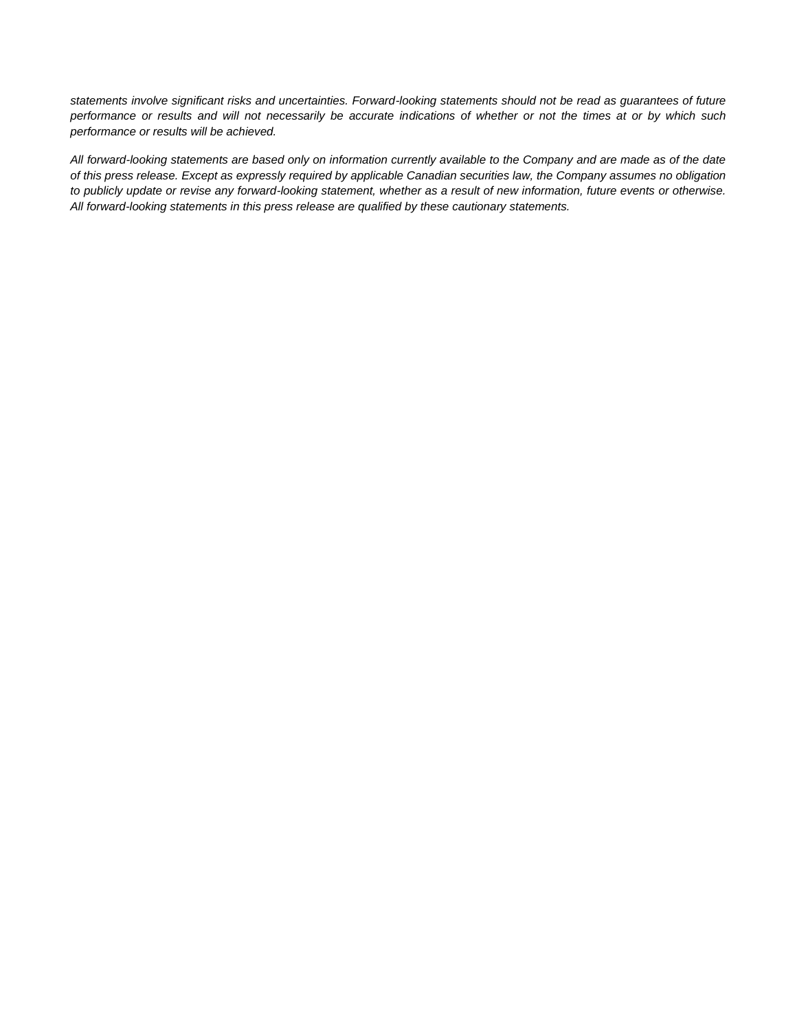*statements involve significant risks and uncertainties. Forward-looking statements should not be read as guarantees of future performance or results and will not necessarily be accurate indications of whether or not the times at or by which such performance or results will be achieved.*

*All forward-looking statements are based only on information currently available to the Company and are made as of the date of this press release. Except as expressly required by applicable Canadian securities law, the Company assumes no obligation to publicly update or revise any forward-looking statement, whether as a result of new information, future events or otherwise. All forward-looking statements in this press release are qualified by these cautionary statements.*